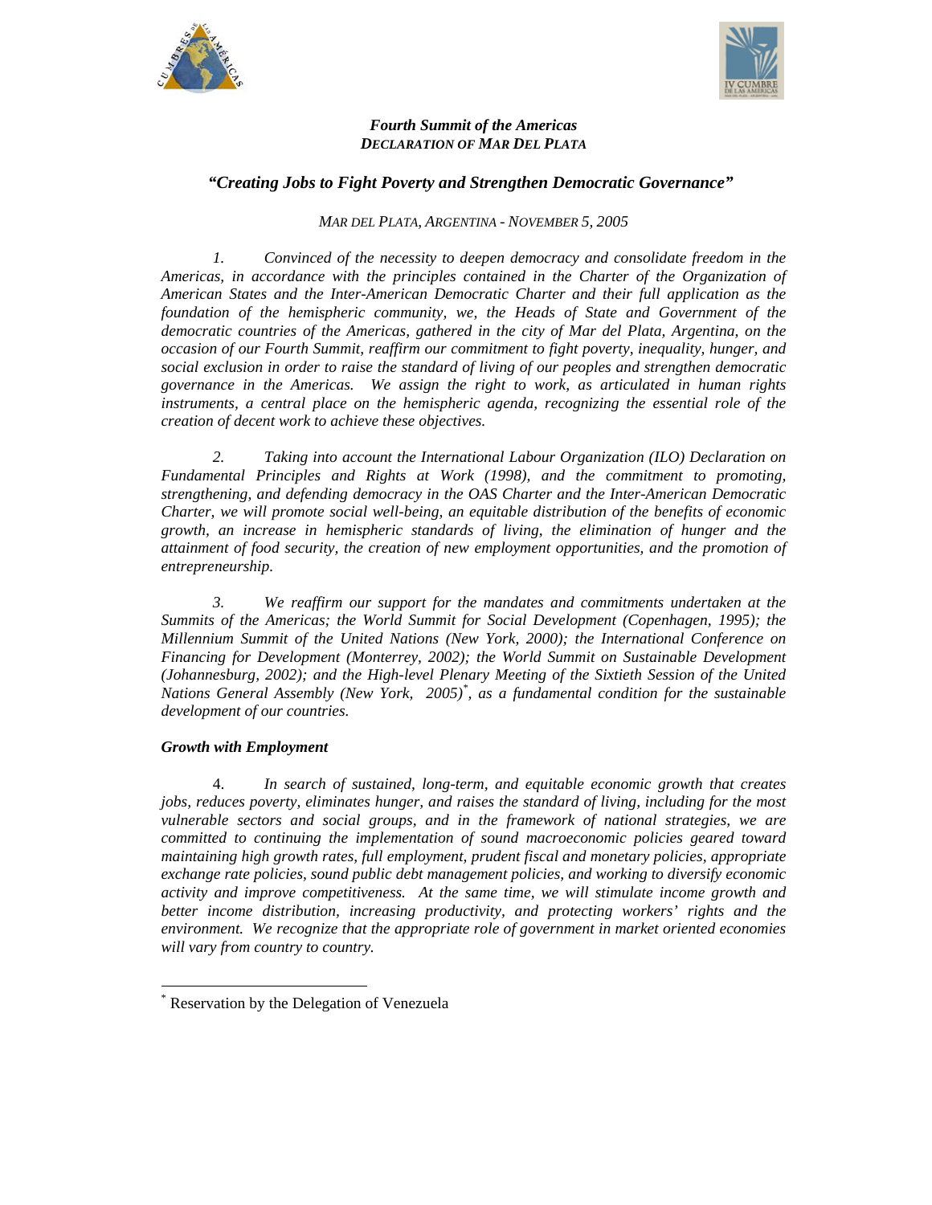***Fourth Summit of the Americas***
***DECLARATION OF MAR DEL PLATA***

## *"Creating Jobs to Fight Poverty and Strengthen Democratic Governance"*

*MAR DEL PLATA, ARGENTINA - NOVEMBER 5, 2005*

*1. Convinced of the necessity to deepen democracy and consolidate freedom in the Americas, in accordance with the principles contained in the Charter of the Organization of American States and the Inter-American Democratic Charter and their full application as the foundation of the hemispheric community, we, the Heads of State and Government of the democratic countries of the Americas, gathered in the city of Mar del Plata, Argentina, on the occasion of our Fourth Summit, reaffirm our commitment to fight poverty, inequality, hunger, and social exclusion in order to raise the standard of living of our peoples and strengthen democratic governance in the Americas. We assign the right to work, as articulated in human rights instruments, a central place on the hemispheric agenda, recognizing the essential role of the creation of decent work to achieve these objectives.*

*2. Taking into account the International Labour Organization (ILO) Declaration on Fundamental Principles and Rights at Work (1998), and the commitment to promoting, strengthening, and defending democracy in the OAS Charter and the Inter-American Democratic Charter, we will promote social well-being, an equitable distribution of the benefits of economic growth, an increase in hemispheric standards of living, the elimination of hunger and the attainment of food security, the creation of new employment opportunities, and the promotion of entrepreneurship.*

*3. We reaffirm our support for the mandates and commitments undertaken at the Summits of the Americas; the World Summit for Social Development (Copenhagen, 1995); the Millennium Summit of the United Nations (New York, 2000); the International Conference on Financing for Development (Monterrey, 2002); the World Summit on Sustainable Development (Johannesburg, 2002); and the High-level Plenary Meeting of the Sixtieth Session of the United Nations General Assembly (New York, 2005)*\*, as a fundamental condition for the sustainable development of our countries.*

### *Growth with Employment*

4. *In search of sustained, long-term, and equitable economic growth that creates jobs, reduces poverty, eliminates hunger, and raises the standard of living, including for the most vulnerable sectors and social groups, and in the framework of national strategies, we are committed to continuing the implementation of sound macroeconomic policies geared toward maintaining high growth rates, full employment, prudent fiscal and monetary policies, appropriate exchange rate policies, sound public debt management policies, and working to diversify economic activity and improve competitiveness. At the same time, we will stimulate income growth and better income distribution, increasing productivity, and protecting workers' rights and the environment. We recognize that the appropriate role of government in market oriented economies will vary from country to country.*

---

\* Reservation by the Delegation of Venezuela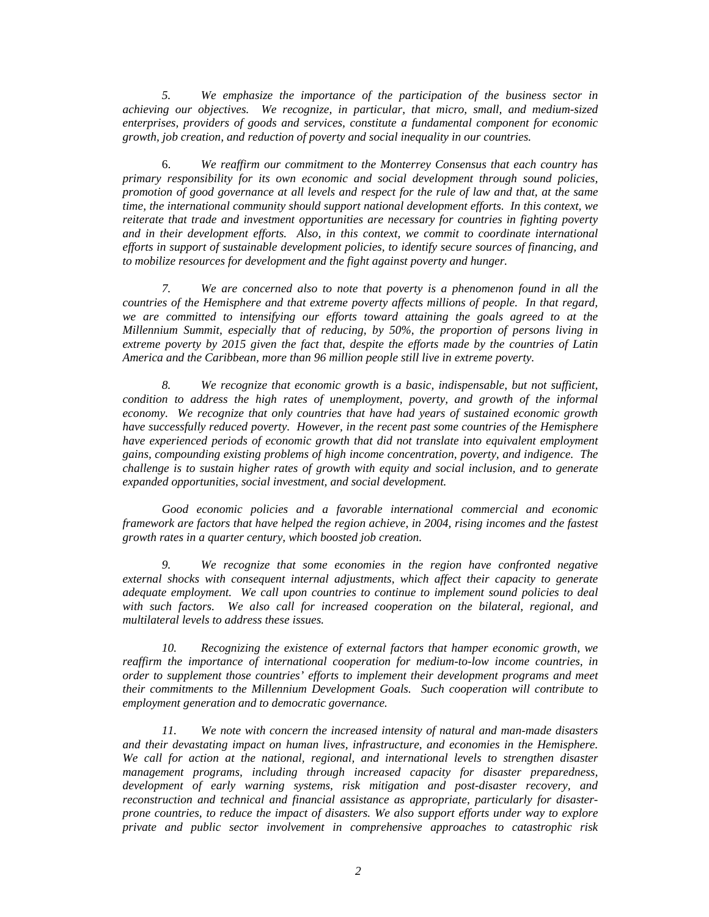*5. We emphasize the importance of the participation of the business sector in achieving our objectives. We recognize, in particular, that micro, small, and medium-sized enterprises, providers of goods and services, constitute a fundamental component for economic growth, job creation, and reduction of poverty and social inequality in our countries.*

6. *We reaffirm our commitment to the Monterrey Consensus that each country has primary responsibility for its own economic and social development through sound policies, promotion of good governance at all levels and respect for the rule of law and that, at the same time, the international community should support national development efforts. In this context, we reiterate that trade and investment opportunities are necessary for countries in fighting poverty and in their development efforts. Also, in this context, we commit to coordinate international efforts in support of sustainable development policies, to identify secure sources of financing, and to mobilize resources for development and the fight against poverty and hunger.*

*7. We are concerned also to note that poverty is a phenomenon found in all the countries of the Hemisphere and that extreme poverty affects millions of people. In that regard, we are committed to intensifying our efforts toward attaining the goals agreed to at the Millennium Summit, especially that of reducing, by 50%, the proportion of persons living in extreme poverty by 2015 given the fact that, despite the efforts made by the countries of Latin America and the Caribbean, more than 96 million people still live in extreme poverty.*

*8. We recognize that economic growth is a basic, indispensable, but not sufficient, condition to address the high rates of unemployment, poverty, and growth of the informal economy. We recognize that only countries that have had years of sustained economic growth have successfully reduced poverty. However, in the recent past some countries of the Hemisphere have experienced periods of economic growth that did not translate into equivalent employment gains, compounding existing problems of high income concentration, poverty, and indigence. The challenge is to sustain higher rates of growth with equity and social inclusion, and to generate expanded opportunities, social investment, and social development.*

*Good economic policies and a favorable international commercial and economic framework are factors that have helped the region achieve, in 2004, rising incomes and the fastest growth rates in a quarter century, which boosted job creation.*

*9. We recognize that some economies in the region have confronted negative external shocks with consequent internal adjustments, which affect their capacity to generate adequate employment. We call upon countries to continue to implement sound policies to deal with such factors. We also call for increased cooperation on the bilateral, regional, and multilateral levels to address these issues.*

*10. Recognizing the existence of external factors that hamper economic growth, we reaffirm the importance of international cooperation for medium-to-low income countries, in order to supplement those countries' efforts to implement their development programs and meet their commitments to the Millennium Development Goals. Such cooperation will contribute to employment generation and to democratic governance.*

*11. We note with concern the increased intensity of natural and man-made disasters and their devastating impact on human lives, infrastructure, and economies in the Hemisphere. We call for action at the national, regional, and international levels to strengthen disaster management programs, including through increased capacity for disaster preparedness, development of early warning systems, risk mitigation and post-disaster recovery, and reconstruction and technical and financial assistance as appropriate, particularly for disaster-prone countries, to reduce the impact of disasters. We also support efforts under way to explore private and public sector involvement in comprehensive approaches to catastrophic risk*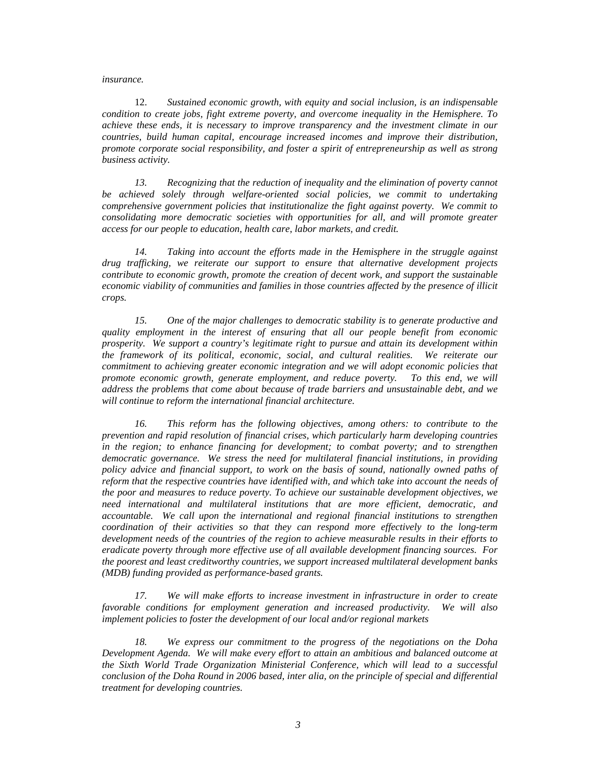*insurance.*

12. *Sustained economic growth, with equity and social inclusion, is an indispensable condition to create jobs, fight extreme poverty, and overcome inequality in the Hemisphere. To achieve these ends, it is necessary to improve transparency and the investment climate in our countries, build human capital, encourage increased incomes and improve their distribution, promote corporate social responsibility, and foster a spirit of entrepreneurship as well as strong business activity.*

*13. Recognizing that the reduction of inequality and the elimination of poverty cannot be achieved solely through welfare-oriented social policies, we commit to undertaking comprehensive government policies that institutionalize the fight against poverty. We commit to consolidating more democratic societies with opportunities for all, and will promote greater access for our people to education, health care, labor markets, and credit.*

*14. Taking into account the efforts made in the Hemisphere in the struggle against drug trafficking, we reiterate our support to ensure that alternative development projects contribute to economic growth, promote the creation of decent work, and support the sustainable economic viability of communities and families in those countries affected by the presence of illicit crops.*

*15. One of the major challenges to democratic stability is to generate productive and quality employment in the interest of ensuring that all our people benefit from economic prosperity. We support a country's legitimate right to pursue and attain its development within the framework of its political, economic, social, and cultural realities. We reiterate our commitment to achieving greater economic integration and we will adopt economic policies that promote economic growth, generate employment, and reduce poverty. To this end, we will address the problems that come about because of trade barriers and unsustainable debt, and we will continue to reform the international financial architecture.*

*16. This reform has the following objectives, among others: to contribute to the prevention and rapid resolution of financial crises, which particularly harm developing countries in the region; to enhance financing for development; to combat poverty; and to strengthen democratic governance. We stress the need for multilateral financial institutions, in providing policy advice and financial support, to work on the basis of sound, nationally owned paths of reform that the respective countries have identified with, and which take into account the needs of the poor and measures to reduce poverty. To achieve our sustainable development objectives, we need international and multilateral institutions that are more efficient, democratic, and accountable. We call upon the international and regional financial institutions to strengthen coordination of their activities so that they can respond more effectively to the long-term development needs of the countries of the region to achieve measurable results in their efforts to eradicate poverty through more effective use of all available development financing sources. For the poorest and least creditworthy countries, we support increased multilateral development banks (MDB) funding provided as performance-based grants.*

*17. We will make efforts to increase investment in infrastructure in order to create favorable conditions for employment generation and increased productivity. We will also implement policies to foster the development of our local and/or regional markets*

*18. We express our commitment to the progress of the negotiations on the Doha Development Agenda. We will make every effort to attain an ambitious and balanced outcome at the Sixth World Trade Organization Ministerial Conference, which will lead to a successful conclusion of the Doha Round in 2006 based, inter alia, on the principle of special and differential treatment for developing countries.*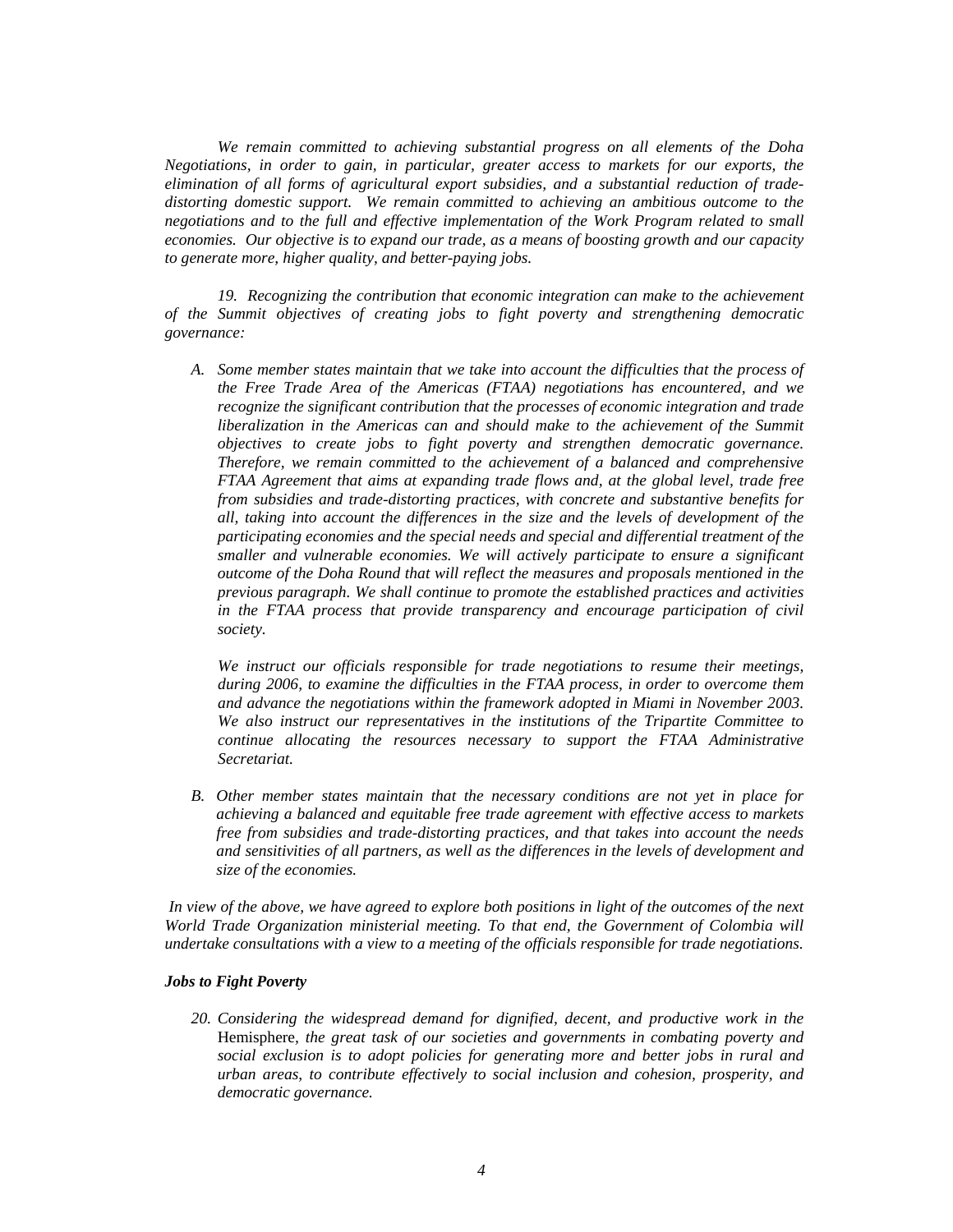*We remain committed to achieving substantial progress on all elements of the Doha Negotiations, in order to gain, in particular, greater access to markets for our exports, the elimination of all forms of agricultural export subsidies, and a substantial reduction of trade-distorting domestic support. We remain committed to achieving an ambitious outcome to the negotiations and to the full and effective implementation of the Work Program related to small economies. Our objective is to expand our trade, as a means of boosting growth and our capacity to generate more, higher quality, and better-paying jobs.*

*19. Recognizing the contribution that economic integration can make to the achievement of the Summit objectives of creating jobs to fight poverty and strengthening democratic governance:*

*A. Some member states maintain that we take into account the difficulties that the process of the Free Trade Area of the Americas (FTAA) negotiations has encountered, and we recognize the significant contribution that the processes of economic integration and trade liberalization in the Americas can and should make to the achievement of the Summit objectives to create jobs to fight poverty and strengthen democratic governance. Therefore, we remain committed to the achievement of a balanced and comprehensive FTAA Agreement that aims at expanding trade flows and, at the global level, trade free from subsidies and trade-distorting practices, with concrete and substantive benefits for all, taking into account the differences in the size and the levels of development of the participating economies and the special needs and special and differential treatment of the smaller and vulnerable economies. We will actively participate to ensure a significant outcome of the Doha Round that will reflect the measures and proposals mentioned in the previous paragraph. We shall continue to promote the established practices and activities in the FTAA process that provide transparency and encourage participation of civil society.*

*We instruct our officials responsible for trade negotiations to resume their meetings, during 2006, to examine the difficulties in the FTAA process, in order to overcome them and advance the negotiations within the framework adopted in Miami in November 2003. We also instruct our representatives in the institutions of the Tripartite Committee to continue allocating the resources necessary to support the FTAA Administrative Secretariat.*

*B. Other member states maintain that the necessary conditions are not yet in place for achieving a balanced and equitable free trade agreement with effective access to markets free from subsidies and trade-distorting practices, and that takes into account the needs and sensitivities of all partners, as well as the differences in the levels of development and size of the economies.*

*In view of the above, we have agreed to explore both positions in light of the outcomes of the next World Trade Organization ministerial meeting. To that end, the Government of Colombia will undertake consultations with a view to a meeting of the officials responsible for trade negotiations.*

***Jobs to Fight Poverty***

*20. Considering the widespread demand for dignified, decent, and productive work in the* Hemisphere, *the great task of our societies and governments in combating poverty and social exclusion is to adopt policies for generating more and better jobs in rural and urban areas, to contribute effectively to social inclusion and cohesion, prosperity, and democratic governance.*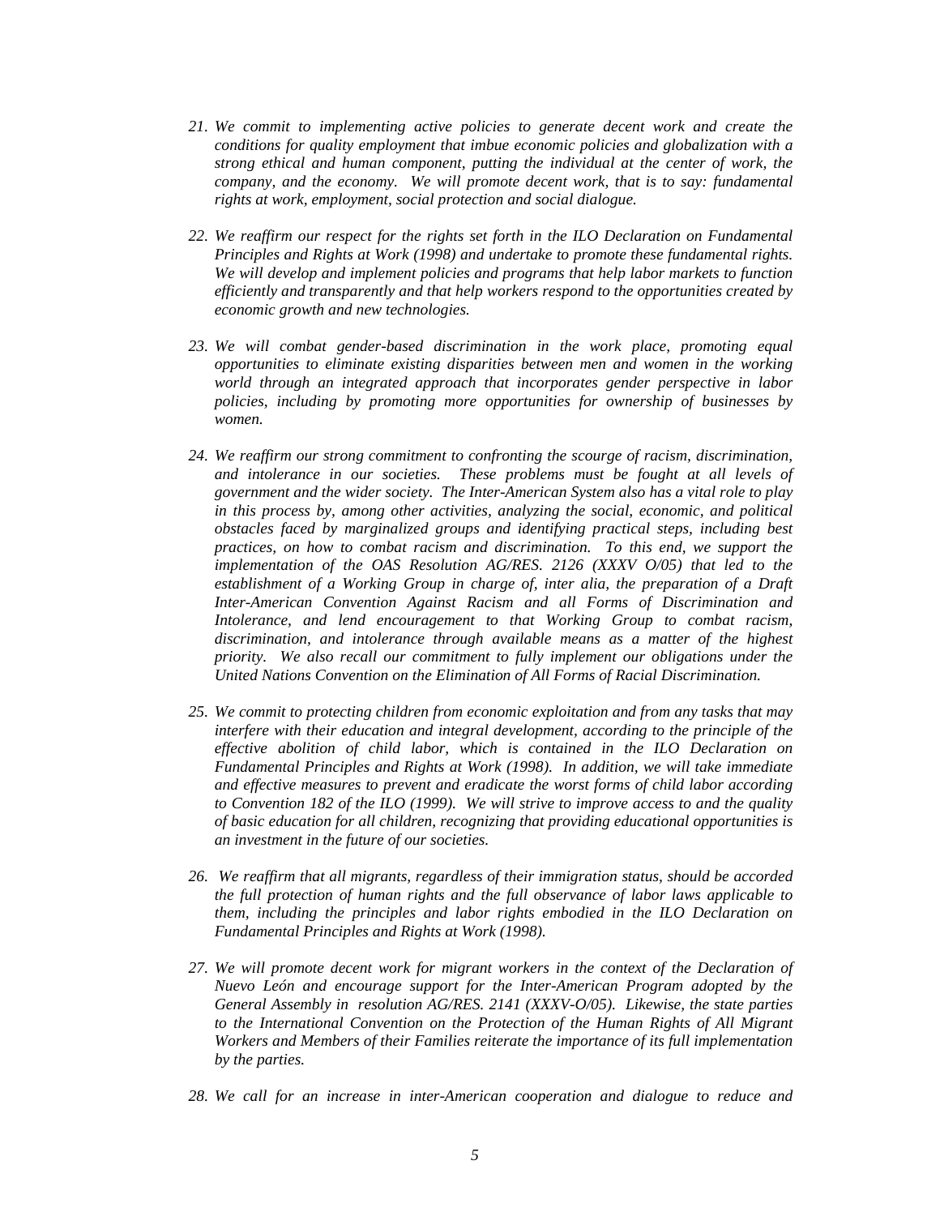21. *We commit to implementing active policies to generate decent work and create the conditions for quality employment that imbue economic policies and globalization with a strong ethical and human component, putting the individual at the center of work, the company, and the economy. We will promote decent work, that is to say: fundamental rights at work, employment, social protection and social dialogue.*

22. *We reaffirm our respect for the rights set forth in the ILO Declaration on Fundamental Principles and Rights at Work (1998) and undertake to promote these fundamental rights. We will develop and implement policies and programs that help labor markets to function efficiently and transparently and that help workers respond to the opportunities created by economic growth and new technologies.*

23. *We will combat gender-based discrimination in the work place, promoting equal opportunities to eliminate existing disparities between men and women in the working world through an integrated approach that incorporates gender perspective in labor policies, including by promoting more opportunities for ownership of businesses by women.*

24. *We reaffirm our strong commitment to confronting the scourge of racism, discrimination, and intolerance in our societies. These problems must be fought at all levels of government and the wider society. The Inter-American System also has a vital role to play in this process by, among other activities, analyzing the social, economic, and political obstacles faced by marginalized groups and identifying practical steps, including best practices, on how to combat racism and discrimination. To this end, we support the implementation of the OAS Resolution AG/RES. 2126 (XXXV O/05) that led to the establishment of a Working Group in charge of, inter alia, the preparation of a Draft Inter-American Convention Against Racism and all Forms of Discrimination and Intolerance, and lend encouragement to that Working Group to combat racism, discrimination, and intolerance through available means as a matter of the highest priority. We also recall our commitment to fully implement our obligations under the United Nations Convention on the Elimination of All Forms of Racial Discrimination.*

25. *We commit to protecting children from economic exploitation and from any tasks that may interfere with their education and integral development, according to the principle of the effective abolition of child labor, which is contained in the ILO Declaration on Fundamental Principles and Rights at Work (1998). In addition, we will take immediate and effective measures to prevent and eradicate the worst forms of child labor according to Convention 182 of the ILO (1999). We will strive to improve access to and the quality of basic education for all children, recognizing that providing educational opportunities is an investment in the future of our societies.*

26. *We reaffirm that all migrants, regardless of their immigration status, should be accorded the full protection of human rights and the full observance of labor laws applicable to them, including the principles and labor rights embodied in the ILO Declaration on Fundamental Principles and Rights at Work (1998).*

27. *We will promote decent work for migrant workers in the context of the Declaration of Nuevo León and encourage support for the Inter-American Program adopted by the General Assembly in resolution AG/RES. 2141 (XXXV-O/05). Likewise, the state parties to the International Convention on the Protection of the Human Rights of All Migrant Workers and Members of their Families reiterate the importance of its full implementation by the parties.*

28. *We call for an increase in inter-American cooperation and dialogue to reduce and*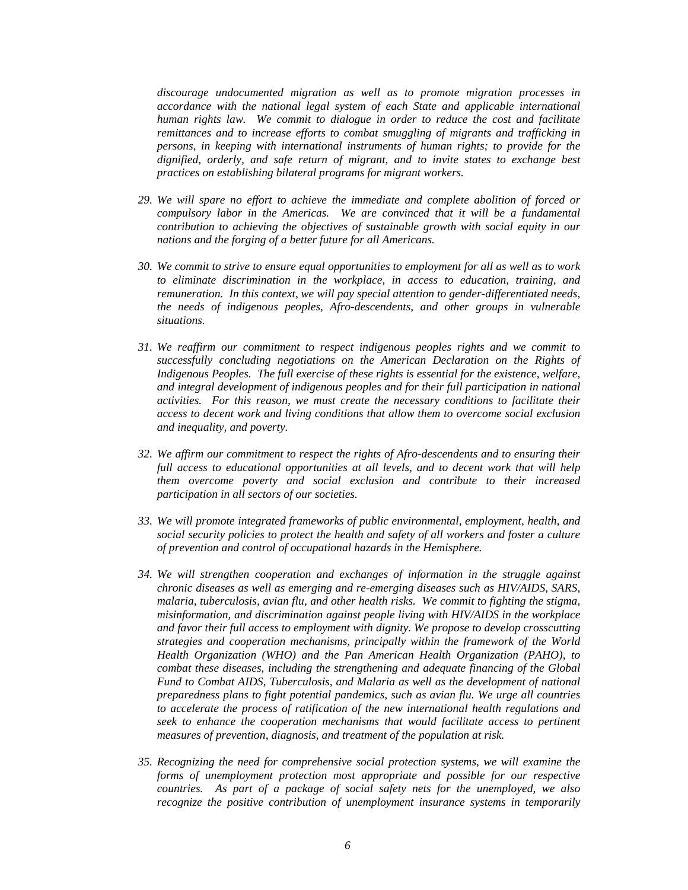*discourage undocumented migration as well as to promote migration processes in accordance with the national legal system of each State and applicable international human rights law. We commit to dialogue in order to reduce the cost and facilitate remittances and to increase efforts to combat smuggling of migrants and trafficking in persons, in keeping with international instruments of human rights; to provide for the dignified, orderly, and safe return of migrant, and to invite states to exchange best practices on establishing bilateral programs for migrant workers.*

29. *We will spare no effort to achieve the immediate and complete abolition of forced or compulsory labor in the Americas. We are convinced that it will be a fundamental contribution to achieving the objectives of sustainable growth with social equity in our nations and the forging of a better future for all Americans.*

30. *We commit to strive to ensure equal opportunities to employment for all as well as to work to eliminate discrimination in the workplace, in access to education, training, and remuneration. In this context, we will pay special attention to gender-differentiated needs, the needs of indigenous peoples, Afro-descendents, and other groups in vulnerable situations.*

31. *We reaffirm our commitment to respect indigenous peoples rights and we commit to successfully concluding negotiations on the American Declaration on the Rights of Indigenous Peoples. The full exercise of these rights is essential for the existence, welfare, and integral development of indigenous peoples and for their full participation in national activities. For this reason, we must create the necessary conditions to facilitate their access to decent work and living conditions that allow them to overcome social exclusion and inequality, and poverty.*

32. *We affirm our commitment to respect the rights of Afro-descendents and to ensuring their full access to educational opportunities at all levels, and to decent work that will help them overcome poverty and social exclusion and contribute to their increased participation in all sectors of our societies.*

33. *We will promote integrated frameworks of public environmental, employment, health, and social security policies to protect the health and safety of all workers and foster a culture of prevention and control of occupational hazards in the Hemisphere.*

34. *We will strengthen cooperation and exchanges of information in the struggle against chronic diseases as well as emerging and re-emerging diseases such as HIV/AIDS, SARS, malaria, tuberculosis, avian flu, and other health risks. We commit to fighting the stigma, misinformation, and discrimination against people living with HIV/AIDS in the workplace and favor their full access to employment with dignity. We propose to develop crosscutting strategies and cooperation mechanisms, principally within the framework of the World Health Organization (WHO) and the Pan American Health Organization (PAHO), to combat these diseases, including the strengthening and adequate financing of the Global Fund to Combat AIDS, Tuberculosis, and Malaria as well as the development of national preparedness plans to fight potential pandemics, such as avian flu. We urge all countries to accelerate the process of ratification of the new international health regulations and seek to enhance the cooperation mechanisms that would facilitate access to pertinent measures of prevention, diagnosis, and treatment of the population at risk.*

35. *Recognizing the need for comprehensive social protection systems, we will examine the forms of unemployment protection most appropriate and possible for our respective countries. As part of a package of social safety nets for the unemployed, we also recognize the positive contribution of unemployment insurance systems in temporarily*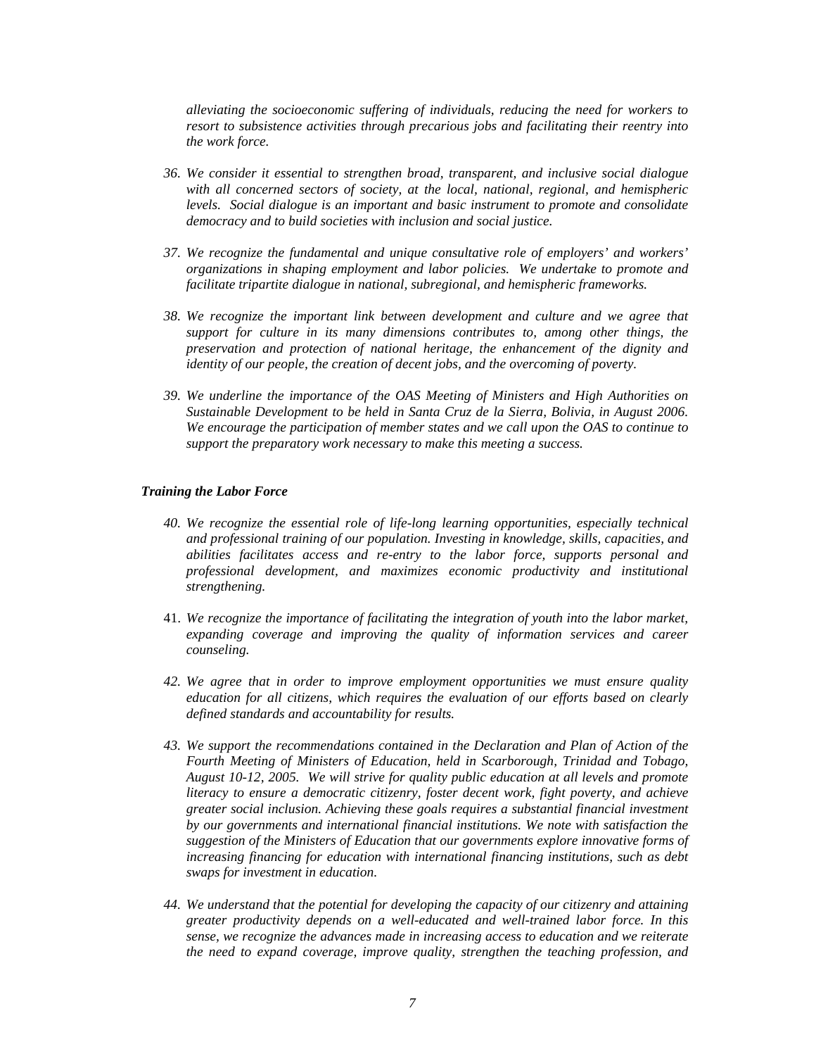*alleviating the socioeconomic suffering of individuals, reducing the need for workers to resort to subsistence activities through precarious jobs and facilitating their reentry into the work force.*

36. *We consider it essential to strengthen broad, transparent, and inclusive social dialogue with all concerned sectors of society, at the local, national, regional, and hemispheric levels. Social dialogue is an important and basic instrument to promote and consolidate democracy and to build societies with inclusion and social justice.*

37. *We recognize the fundamental and unique consultative role of employers' and workers' organizations in shaping employment and labor policies. We undertake to promote and facilitate tripartite dialogue in national, subregional, and hemispheric frameworks.*

38. *We recognize the important link between development and culture and we agree that support for culture in its many dimensions contributes to, among other things, the preservation and protection of national heritage, the enhancement of the dignity and identity of our people, the creation of decent jobs, and the overcoming of poverty.*

39. *We underline the importance of the OAS Meeting of Ministers and High Authorities on Sustainable Development to be held in Santa Cruz de la Sierra, Bolivia, in August 2006. We encourage the participation of member states and we call upon the OAS to continue to support the preparatory work necessary to make this meeting a success.*

***Training the Labor Force***

40. *We recognize the essential role of life-long learning opportunities, especially technical and professional training of our population. Investing in knowledge, skills, capacities, and abilities facilitates access and re-entry to the labor force, supports personal and professional development, and maximizes economic productivity and institutional strengthening.*

41. *We recognize the importance of facilitating the integration of youth into the labor market, expanding coverage and improving the quality of information services and career counseling.*

42. *We agree that in order to improve employment opportunities we must ensure quality education for all citizens, which requires the evaluation of our efforts based on clearly defined standards and accountability for results.*

43. *We support the recommendations contained in the Declaration and Plan of Action of the Fourth Meeting of Ministers of Education, held in Scarborough, Trinidad and Tobago, August 10-12, 2005. We will strive for quality public education at all levels and promote literacy to ensure a democratic citizenry, foster decent work, fight poverty, and achieve greater social inclusion. Achieving these goals requires a substantial financial investment by our governments and international financial institutions. We note with satisfaction the suggestion of the Ministers of Education that our governments explore innovative forms of increasing financing for education with international financing institutions, such as debt swaps for investment in education.*

44. *We understand that the potential for developing the capacity of our citizenry and attaining greater productivity depends on a well-educated and well-trained labor force. In this sense, we recognize the advances made in increasing access to education and we reiterate the need to expand coverage, improve quality, strengthen the teaching profession, and*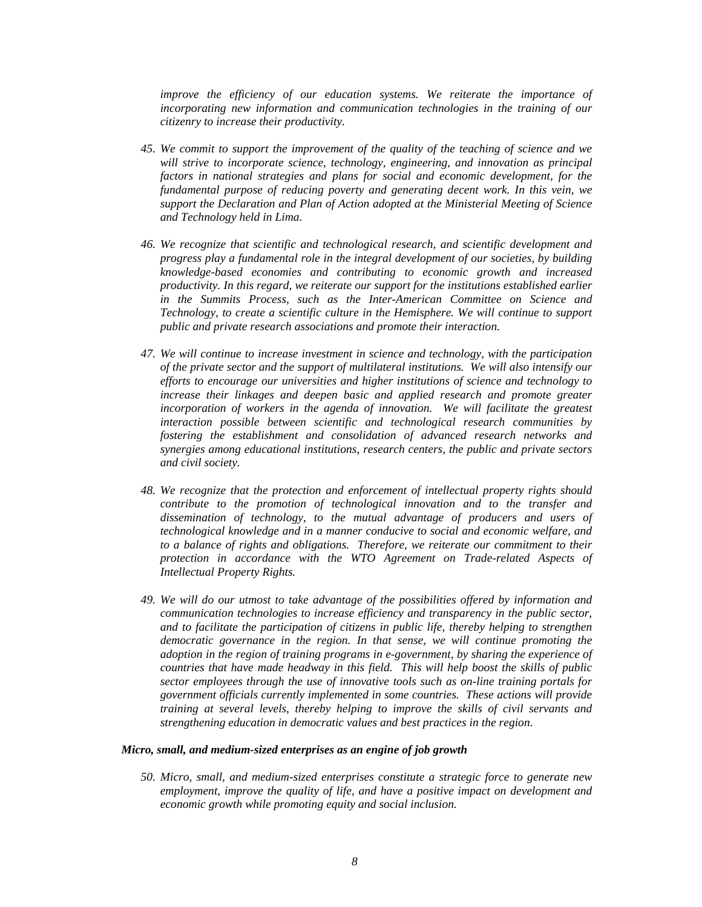*improve the efficiency of our education systems. We reiterate the importance of incorporating new information and communication technologies in the training of our citizenry to increase their productivity.*

45. *We commit to support the improvement of the quality of the teaching of science and we will strive to incorporate science, technology, engineering, and innovation as principal factors in national strategies and plans for social and economic development, for the fundamental purpose of reducing poverty and generating decent work. In this vein, we support the Declaration and Plan of Action adopted at the Ministerial Meeting of Science and Technology held in Lima.*

46. *We recognize that scientific and technological research, and scientific development and progress play a fundamental role in the integral development of our societies, by building knowledge-based economies and contributing to economic growth and increased productivity. In this regard, we reiterate our support for the institutions established earlier in the Summits Process, such as the Inter-American Committee on Science and Technology, to create a scientific culture in the Hemisphere. We will continue to support public and private research associations and promote their interaction.*

47. *We will continue to increase investment in science and technology, with the participation of the private sector and the support of multilateral institutions. We will also intensify our efforts to encourage our universities and higher institutions of science and technology to increase their linkages and deepen basic and applied research and promote greater incorporation of workers in the agenda of innovation. We will facilitate the greatest interaction possible between scientific and technological research communities by fostering the establishment and consolidation of advanced research networks and synergies among educational institutions, research centers, the public and private sectors and civil society.*

48. *We recognize that the protection and enforcement of intellectual property rights should contribute to the promotion of technological innovation and to the transfer and dissemination of technology, to the mutual advantage of producers and users of technological knowledge and in a manner conducive to social and economic welfare, and to a balance of rights and obligations. Therefore, we reiterate our commitment to their protection in accordance with the WTO Agreement on Trade-related Aspects of Intellectual Property Rights.*

49. *We will do our utmost to take advantage of the possibilities offered by information and communication technologies to increase efficiency and transparency in the public sector, and to facilitate the participation of citizens in public life, thereby helping to strengthen democratic governance in the region. In that sense, we will continue promoting the adoption in the region of training programs in e-government, by sharing the experience of countries that have made headway in this field. This will help boost the skills of public sector employees through the use of innovative tools such as on-line training portals for government officials currently implemented in some countries. These actions will provide training at several levels, thereby helping to improve the skills of civil servants and strengthening education in democratic values and best practices in the region.*

***Micro, small, and medium-sized enterprises as an engine of job growth***

50. *Micro, small, and medium-sized enterprises constitute a strategic force to generate new employment, improve the quality of life, and have a positive impact on development and economic growth while promoting equity and social inclusion.*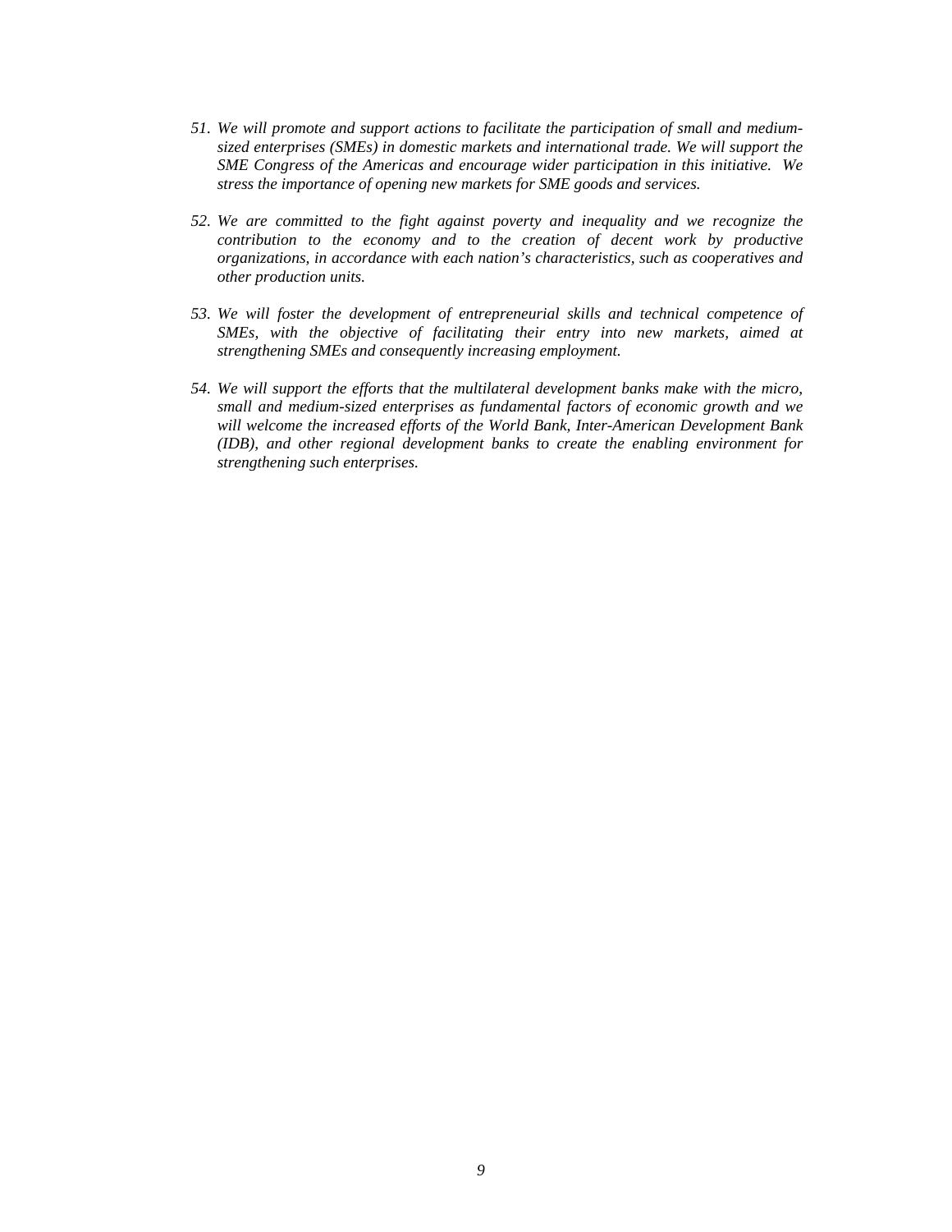51. *We will promote and support actions to facilitate the participation of small and medium-sized enterprises (SMEs) in domestic markets and international trade. We will support the SME Congress of the Americas and encourage wider participation in this initiative. We stress the importance of opening new markets for SME goods and services.*

52. *We are committed to the fight against poverty and inequality and we recognize the contribution to the economy and to the creation of decent work by productive organizations, in accordance with each nation's characteristics, such as cooperatives and other production units.*

53. *We will foster the development of entrepreneurial skills and technical competence of SMEs, with the objective of facilitating their entry into new markets, aimed at strengthening SMEs and consequently increasing employment.*

54. *We will support the efforts that the multilateral development banks make with the micro, small and medium-sized enterprises as fundamental factors of economic growth and we will welcome the increased efforts of the World Bank, Inter-American Development Bank (IDB), and other regional development banks to create the enabling environment for strengthening such enterprises.*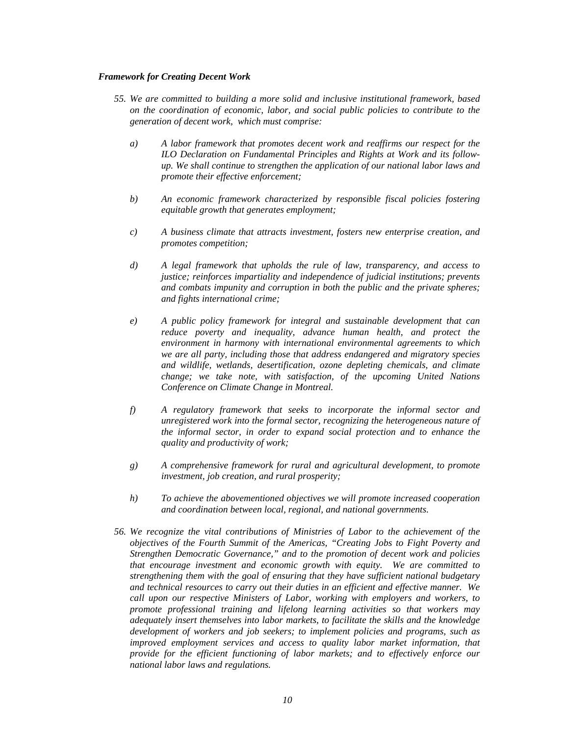***Framework for Creating Decent Work***

55. *We are committed to building a more solid and inclusive institutional framework, based on the coordination of economic, labor, and social public policies to contribute to the generation of decent work, which must comprise:*

    a) *A labor framework that promotes decent work and reaffirms our respect for the ILO Declaration on Fundamental Principles and Rights at Work and its follow-up. We shall continue to strengthen the application of our national labor laws and promote their effective enforcement;*

    b) *An economic framework characterized by responsible fiscal policies fostering equitable growth that generates employment;*

    c) *A business climate that attracts investment, fosters new enterprise creation, and promotes competition;*

    d) *A legal framework that upholds the rule of law, transparency, and access to justice; reinforces impartiality and independence of judicial institutions; prevents and combats impunity and corruption in both the public and the private spheres; and fights international crime;*

    e) *A public policy framework for integral and sustainable development that can reduce poverty and inequality, advance human health, and protect the environment in harmony with international environmental agreements to which we are all party, including those that address endangered and migratory species and wildlife, wetlands, desertification, ozone depleting chemicals, and climate change; we take note, with satisfaction, of the upcoming United Nations Conference on Climate Change in Montreal.*

    f) *A regulatory framework that seeks to incorporate the informal sector and unregistered work into the formal sector, recognizing the heterogeneous nature of the informal sector, in order to expand social protection and to enhance the quality and productivity of work;*

    g) *A comprehensive framework for rural and agricultural development, to promote investment, job creation, and rural prosperity;*

    h) *To achieve the abovementioned objectives we will promote increased cooperation and coordination between local, regional, and national governments.*

56. *We recognize the vital contributions of Ministries of Labor to the achievement of the objectives of the Fourth Summit of the Americas, "Creating Jobs to Fight Poverty and Strengthen Democratic Governance," and to the promotion of decent work and policies that encourage investment and economic growth with equity. We are committed to strengthening them with the goal of ensuring that they have sufficient national budgetary and technical resources to carry out their duties in an efficient and effective manner. We call upon our respective Ministers of Labor, working with employers and workers, to promote professional training and lifelong learning activities so that workers may adequately insert themselves into labor markets, to facilitate the skills and the knowledge development of workers and job seekers; to implement policies and programs, such as improved employment services and access to quality labor market information, that provide for the efficient functioning of labor markets; and to effectively enforce our national labor laws and regulations.*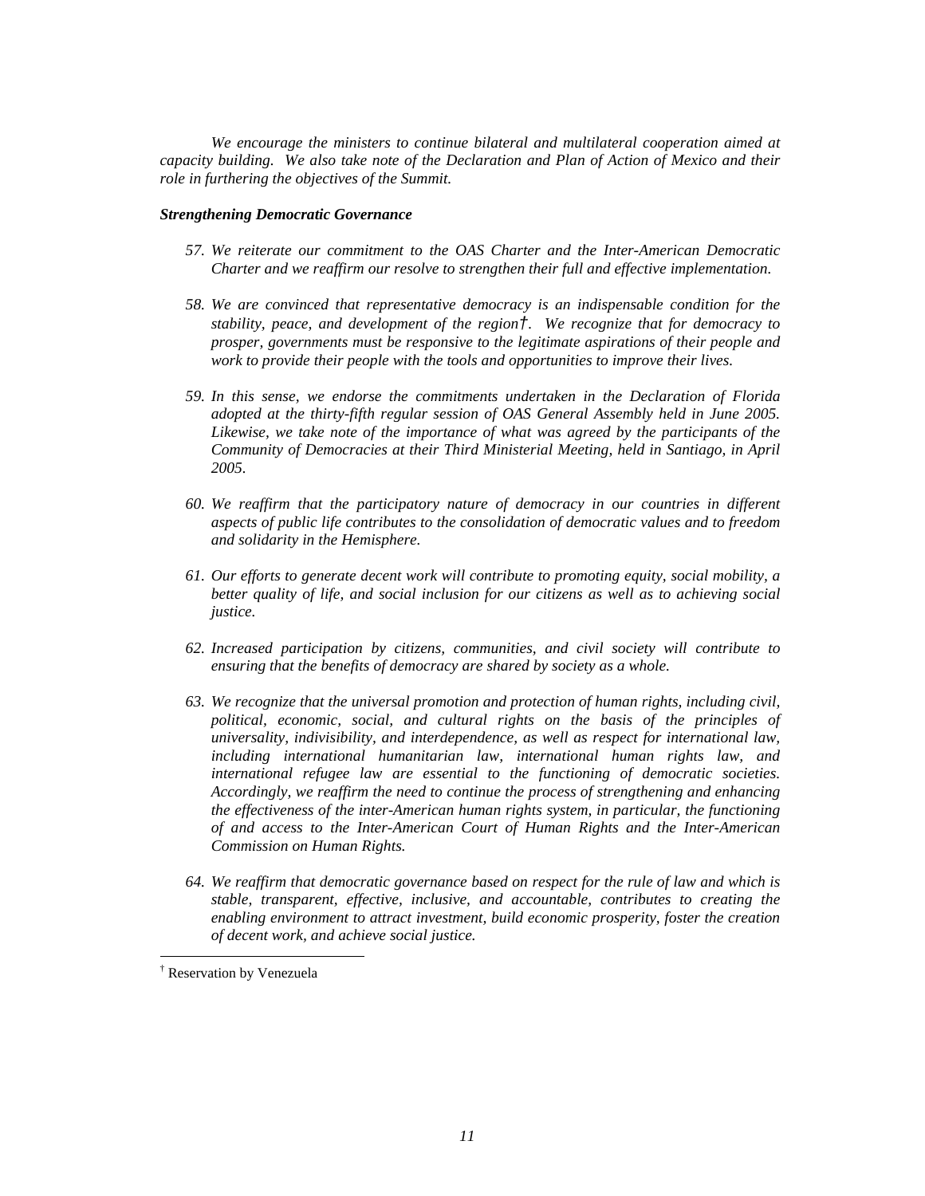*We encourage the ministers to continue bilateral and multilateral cooperation aimed at capacity building. We also take note of the Declaration and Plan of Action of Mexico and their role in furthering the objectives of the Summit.*

***Strengthening Democratic Governance***

57. *We reiterate our commitment to the OAS Charter and the Inter-American Democratic Charter and we reaffirm our resolve to strengthen their full and effective implementation.*

58. *We are convinced that representative democracy is an indispensable condition for the stability, peace, and development of the region*†*. We recognize that for democracy to prosper, governments must be responsive to the legitimate aspirations of their people and work to provide their people with the tools and opportunities to improve their lives.*

59. *In this sense, we endorse the commitments undertaken in the Declaration of Florida adopted at the thirty-fifth regular session of OAS General Assembly held in June 2005. Likewise, we take note of the importance of what was agreed by the participants of the Community of Democracies at their Third Ministerial Meeting, held in Santiago, in April 2005.*

60. *We reaffirm that the participatory nature of democracy in our countries in different aspects of public life contributes to the consolidation of democratic values and to freedom and solidarity in the Hemisphere.*

61. *Our efforts to generate decent work will contribute to promoting equity, social mobility, a better quality of life, and social inclusion for our citizens as well as to achieving social justice.*

62. *Increased participation by citizens, communities, and civil society will contribute to ensuring that the benefits of democracy are shared by society as a whole.*

63. *We recognize that the universal promotion and protection of human rights, including civil, political, economic, social, and cultural rights on the basis of the principles of universality, indivisibility, and interdependence, as well as respect for international law, including international humanitarian law, international human rights law, and international refugee law are essential to the functioning of democratic societies. Accordingly, we reaffirm the need to continue the process of strengthening and enhancing the effectiveness of the inter-American human rights system, in particular, the functioning of and access to the Inter-American Court of Human Rights and the Inter-American Commission on Human Rights.*

64. *We reaffirm that democratic governance based on respect for the rule of law and which is stable, transparent, effective, inclusive, and accountable, contributes to creating the enabling environment to attract investment, build economic prosperity, foster the creation of decent work, and achieve social justice.*

---

† Reservation by Venezuela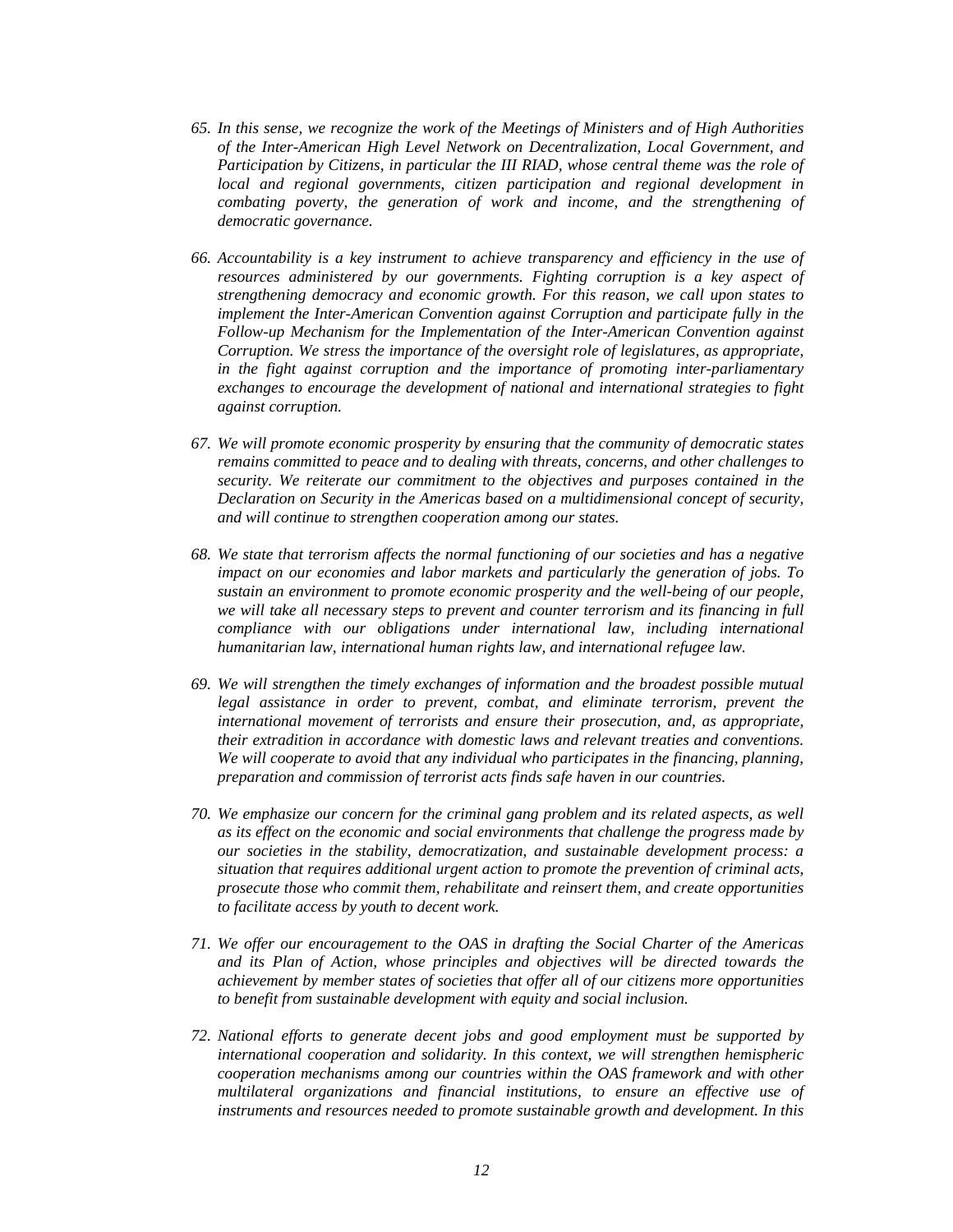65. *In this sense, we recognize the work of the Meetings of Ministers and of High Authorities of the Inter-American High Level Network on Decentralization, Local Government, and Participation by Citizens, in particular the III RIAD, whose central theme was the role of local and regional governments, citizen participation and regional development in combating poverty, the generation of work and income, and the strengthening of democratic governance.*

66. *Accountability is a key instrument to achieve transparency and efficiency in the use of resources administered by our governments. Fighting corruption is a key aspect of strengthening democracy and economic growth. For this reason, we call upon states to implement the Inter-American Convention against Corruption and participate fully in the Follow-up Mechanism for the Implementation of the Inter-American Convention against Corruption. We stress the importance of the oversight role of legislatures, as appropriate, in the fight against corruption and the importance of promoting inter-parliamentary exchanges to encourage the development of national and international strategies to fight against corruption.*

67. *We will promote economic prosperity by ensuring that the community of democratic states remains committed to peace and to dealing with threats, concerns, and other challenges to security. We reiterate our commitment to the objectives and purposes contained in the Declaration on Security in the Americas based on a multidimensional concept of security, and will continue to strengthen cooperation among our states.*

68. *We state that terrorism affects the normal functioning of our societies and has a negative impact on our economies and labor markets and particularly the generation of jobs. To sustain an environment to promote economic prosperity and the well-being of our people, we will take all necessary steps to prevent and counter terrorism and its financing in full compliance with our obligations under international law, including international humanitarian law, international human rights law, and international refugee law.*

69. *We will strengthen the timely exchanges of information and the broadest possible mutual legal assistance in order to prevent, combat, and eliminate terrorism, prevent the international movement of terrorists and ensure their prosecution, and, as appropriate, their extradition in accordance with domestic laws and relevant treaties and conventions. We will cooperate to avoid that any individual who participates in the financing, planning, preparation and commission of terrorist acts finds safe haven in our countries.*

70. *We emphasize our concern for the criminal gang problem and its related aspects, as well as its effect on the economic and social environments that challenge the progress made by our societies in the stability, democratization, and sustainable development process: a situation that requires additional urgent action to promote the prevention of criminal acts, prosecute those who commit them, rehabilitate and reinsert them, and create opportunities to facilitate access by youth to decent work.*

71. *We offer our encouragement to the OAS in drafting the Social Charter of the Americas and its Plan of Action, whose principles and objectives will be directed towards the achievement by member states of societies that offer all of our citizens more opportunities to benefit from sustainable development with equity and social inclusion.*

72. *National efforts to generate decent jobs and good employment must be supported by international cooperation and solidarity. In this context, we will strengthen hemispheric cooperation mechanisms among our countries within the OAS framework and with other multilateral organizations and financial institutions, to ensure an effective use of instruments and resources needed to promote sustainable growth and development. In this*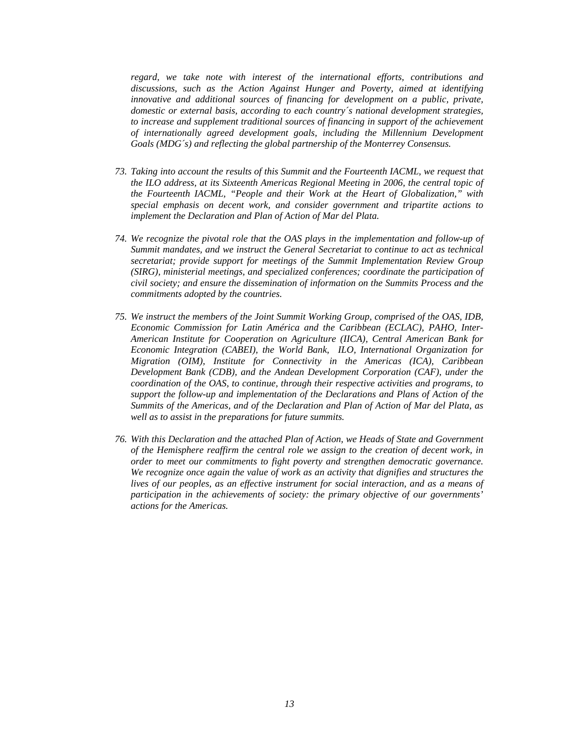*regard, we take note with interest of the international efforts, contributions and discussions, such as the Action Against Hunger and Poverty, aimed at identifying innovative and additional sources of financing for development on a public, private, domestic or external basis, according to each country´s national development strategies, to increase and supplement traditional sources of financing in support of the achievement of internationally agreed development goals, including the Millennium Development Goals (MDG´s) and reflecting the global partnership of the Monterrey Consensus.*

73. *Taking into account the results of this Summit and the Fourteenth IACML, we request that the ILO address, at its Sixteenth Americas Regional Meeting in 2006, the central topic of the Fourteenth IACML, "People and their Work at the Heart of Globalization," with special emphasis on decent work, and consider government and tripartite actions to implement the Declaration and Plan of Action of Mar del Plata.*

74. *We recognize the pivotal role that the OAS plays in the implementation and follow-up of Summit mandates, and we instruct the General Secretariat to continue to act as technical secretariat; provide support for meetings of the Summit Implementation Review Group (SIRG), ministerial meetings, and specialized conferences; coordinate the participation of civil society; and ensure the dissemination of information on the Summits Process and the commitments adopted by the countries.*

75. *We instruct the members of the Joint Summit Working Group, comprised of the OAS, IDB, Economic Commission for Latin América and the Caribbean (ECLAC), PAHO, Inter-American Institute for Cooperation on Agriculture (IICA), Central American Bank for Economic Integration (CABEI), the World Bank, ILO, International Organization for Migration (OIM), Institute for Connectivity in the Americas (ICA), Caribbean Development Bank (CDB), and the Andean Development Corporation (CAF), under the coordination of the OAS, to continue, through their respective activities and programs, to support the follow-up and implementation of the Declarations and Plans of Action of the Summits of the Americas, and of the Declaration and Plan of Action of Mar del Plata, as well as to assist in the preparations for future summits.*

76. *With this Declaration and the attached Plan of Action, we Heads of State and Government of the Hemisphere reaffirm the central role we assign to the creation of decent work, in order to meet our commitments to fight poverty and strengthen democratic governance. We recognize once again the value of work as an activity that dignifies and structures the lives of our peoples, as an effective instrument for social interaction, and as a means of participation in the achievements of society: the primary objective of our governments' actions for the Americas.*